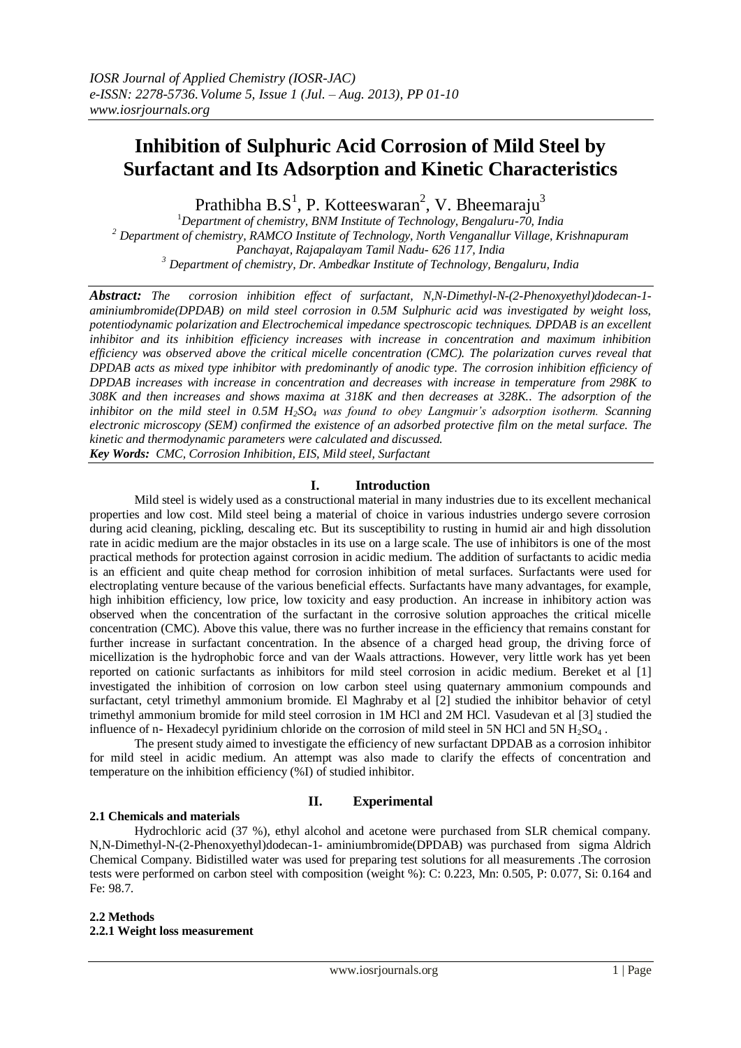# Inhibition of Sulphuric Acid Corrosion of Mild Steel by Surfactant and Its Adsorption and Kinetic Characteristics

Prathibha B.S[1], P. Kotteeswaran[2], V. Bheemaraju[3]

[1]*Department of chemistry, BNM Institute of Technology, Bengaluru-70, India*
[2] *Department of chemistry, RAMCO Institute of Technology, North Venganallur Village, Krishnapuram Panchayat, Rajapalayam Tamil Nadu- 626 117, India*
[3] *Department of chemistry, Dr. Ambedkar Institute of Technology, Bengaluru, India*

***Abstract:*** *The corrosion inhibition effect of surfactant, N,N-Dimethyl-N-(2-Phenoxyethyl)dodecan-1-aminiumbromide(DPDAB) on mild steel corrosion in 0.5M Sulphuric acid was investigated by weight loss, potentiodynamic polarization and Electrochemical impedance spectroscopic techniques. DPDAB is an excellent inhibitor and its inhibition efficiency increases with increase in concentration and maximum inhibition efficiency was observed above the critical micelle concentration (CMC). The polarization curves reveal that DPDAB acts as mixed type inhibitor with predominantly of anodic type. The corrosion inhibition efficiency of DPDAB increases with increase in concentration and decreases with increase in temperature from 298K to 308K and then increases and shows maxima at 318K and then decreases at 328K.. The adsorption of the inhibitor on the mild steel in 0.5M $H_2SO_4$ was found to obey Langmuir's adsorption isotherm. Scanning electronic microscopy (SEM) confirmed the existence of an adsorbed protective film on the metal surface. The kinetic and thermodynamic parameters were calculated and discussed.*

***Key Words:*** *CMC, Corrosion Inhibition, EIS, Mild steel, Surfactant*

## I. Introduction

Mild steel is widely used as a constructional material in many industries due to its excellent mechanical properties and low cost. Mild steel being a material of choice in various industries undergo severe corrosion during acid cleaning, pickling, descaling etc. But its susceptibility to rusting in humid air and high dissolution rate in acidic medium are the major obstacles in its use on a large scale. The use of inhibitors is one of the most practical methods for protection against corrosion in acidic medium. The addition of surfactants to acidic media is an efficient and quite cheap method for corrosion inhibition of metal surfaces. Surfactants were used for electroplating venture because of the various beneficial effects. Surfactants have many advantages, for example, high inhibition efficiency, low price, low toxicity and easy production. An increase in inhibitory action was observed when the concentration of the surfactant in the corrosive solution approaches the critical micelle concentration (CMC). Above this value, there was no further increase in the efficiency that remains constant for further increase in surfactant concentration. In the absence of a charged head group, the driving force of micellization is the hydrophobic force and van der Waals attractions. However, very little work has yet been reported on cationic surfactants as inhibitors for mild steel corrosion in acidic medium. Bereket et al [1] investigated the inhibition of corrosion on low carbon steel using quaternary ammonium compounds and surfactant, cetyl trimethyl ammonium bromide. El Maghraby et al [2] studied the inhibitor behavior of cetyl trimethyl ammonium bromide for mild steel corrosion in 1M HCl and 2M HCl. Vasudevan et al [3] studied the influence of n- Hexadecyl pyridinium chloride on the corrosion of mild steel in 5N HCl and 5N $H_2SO_4$ .

The present study aimed to investigate the efficiency of new surfactant DPDAB as a corrosion inhibitor for mild steel in acidic medium. An attempt was also made to clarify the effects of concentration and temperature on the inhibition efficiency (%I) of studied inhibitor.

## II. Experimental

### 2.1 Chemicals and materials

Hydrochloric acid (37 %), ethyl alcohol and acetone were purchased from SLR chemical company. N,N-Dimethyl-N-(2-Phenoxyethyl)dodecan-1- aminiumbromide(DPDAB) was purchased from sigma Aldrich Chemical Company. Bidistilled water was used for preparing test solutions for all measurements .The corrosion tests were performed on carbon steel with composition (weight %): C: 0.223, Mn: 0.505, P: 0.077, Si: 0.164 and Fe: 98.7.

### 2.2 Methods

#### 2.2.1 Weight loss measurement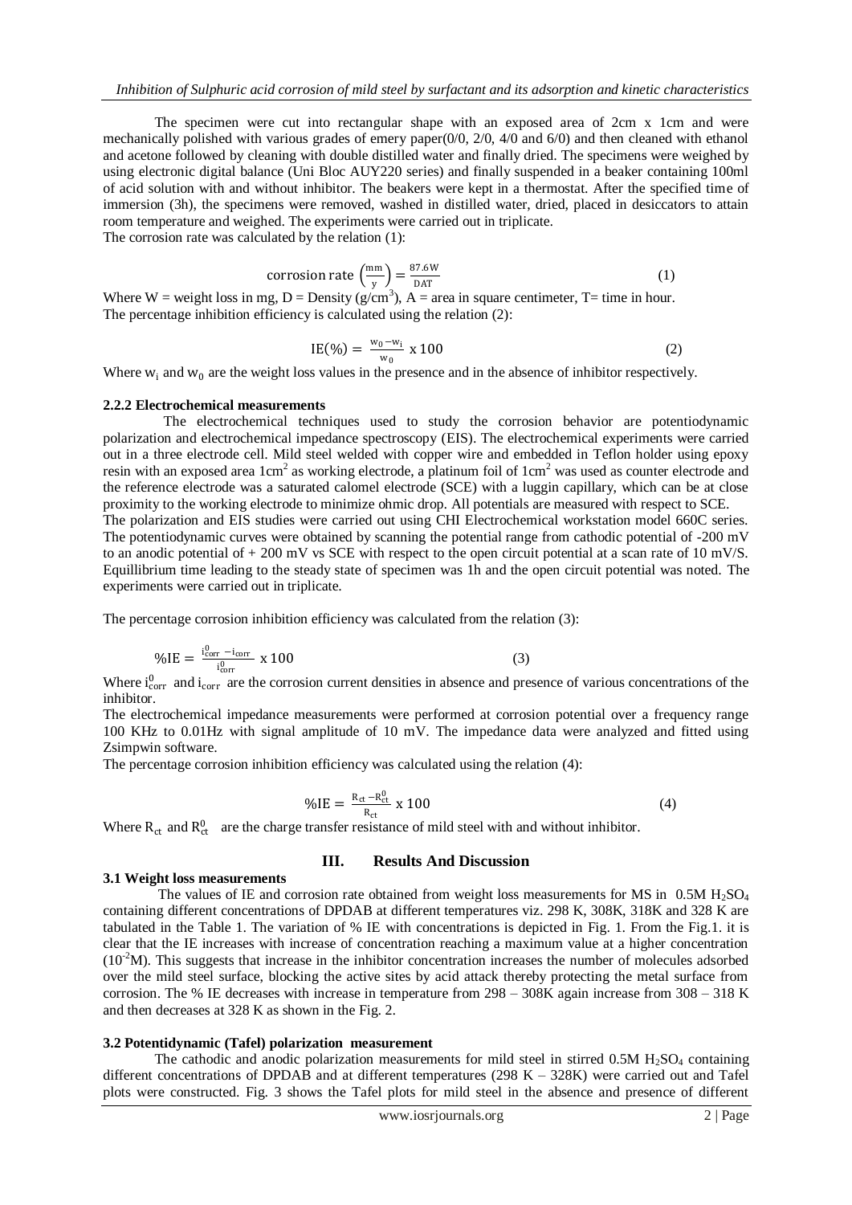The specimen were cut into rectangular shape with an exposed area of 2cm x 1cm and were mechanically polished with various grades of emery paper(0/0, 2/0, 4/0 and 6/0) and then cleaned with ethanol and acetone followed by cleaning with double distilled water and finally dried. The specimens were weighed by using electronic digital balance (Uni Bloc AUY220 series) and finally suspended in a beaker containing 100ml of acid solution with and without inhibitor. The beakers were kept in a thermostat. After the specified time of immersion (3h), the specimens were removed, washed in distilled water, dried, placed in desiccators to attain room temperature and weighed. The experiments were carried out in triplicate.

The corrosion rate was calculated by the relation (1):

$$\text{corrosion rate } \left(\frac{\text{mm}}{\text{y}}\right) = \frac{87.6\text{W}}{\text{DAT}} \qquad (1)$$

Where W = weight loss in mg, D = Density (g/cm$^3$), A = area in square centimeter, T= time in hour.

The percentage inhibition efficiency is calculated using the relation (2):

$$\text{IE}(\%) = \frac{w_0 - w_i}{w_0} \text{ x } 100 \qquad (2)$$

Where $w_i$ and $w_0$ are the weight loss values in the presence and in the absence of inhibitor respectively.

### 2.2.2 Electrochemical measurements

The electrochemical techniques used to study the corrosion behavior are potentiodynamic polarization and electrochemical impedance spectroscopy (EIS). The electrochemical experiments were carried out in a three electrode cell. Mild steel welded with copper wire and embedded in Teflon holder using epoxy resin with an exposed area 1cm$^2$ as working electrode, a platinum foil of 1cm$^2$ was used as counter electrode and the reference electrode was a saturated calomel electrode (SCE) with a luggin capillary, which can be at close proximity to the working electrode to minimize ohmic drop. All potentials are measured with respect to SCE.

The polarization and EIS studies were carried out using CHI Electrochemical workstation model 660C series. The potentiodynamic curves were obtained by scanning the potential range from cathodic potential of -200 mV to an anodic potential of + 200 mV vs SCE with respect to the open circuit potential at a scan rate of 10 mV/S. Equillibrium time leading to the steady state of specimen was 1h and the open circuit potential was noted. The experiments were carried out in triplicate.

The percentage corrosion inhibition efficiency was calculated from the relation (3):

$$\%\text{IE} = \frac{i^0_{corr} - i_{corr}}{i^0_{corr}} \text{ x } 100 \qquad (3)$$

Where $i^0_{corr}$ and $i_{corr}$ are the corrosion current densities in absence and presence of various concentrations of the inhibitor.

The electrochemical impedance measurements were performed at corrosion potential over a frequency range 100 KHz to 0.01Hz with signal amplitude of 10 mV. The impedance data were analyzed and fitted using Zsimpwin software.

The percentage corrosion inhibition efficiency was calculated using the relation (4):

$$\%\text{IE} = \frac{R_{ct} - R^0_{ct}}{R_{ct}} \text{ x } 100 \qquad (4)$$

Where $R_{ct}$ and $R^0_{ct}$ are the charge transfer resistance of mild steel with and without inhibitor.

## III. Results And Discussion

### 3.1 Weight loss measurements

The values of IE and corrosion rate obtained from weight loss measurements for MS in 0.5M $H_2SO_4$ containing different concentrations of DPDAB at different temperatures viz. 298 K, 308K, 318K and 328 K are tabulated in the Table 1. The variation of % IE with concentrations is depicted in Fig. 1. From the Fig.1. it is clear that the IE increases with increase of concentration reaching a maximum value at a higher concentration ($10^{-2}$M). This suggests that increase in the inhibitor concentration increases the number of molecules adsorbed over the mild steel surface, blocking the active sites by acid attack thereby protecting the metal surface from corrosion. The % IE decreases with increase in temperature from 298 – 308K again increase from 308 – 318 K and then decreases at 328 K as shown in the Fig. 2.

### 3.2 Potentidynamic (Tafel) polarization measurement

The cathodic and anodic polarization measurements for mild steel in stirred 0.5M $H_2SO_4$ containing different concentrations of DPDAB and at different temperatures (298 K – 328K) were carried out and Tafel plots were constructed. Fig. 3 shows the Tafel plots for mild steel in the absence and presence of different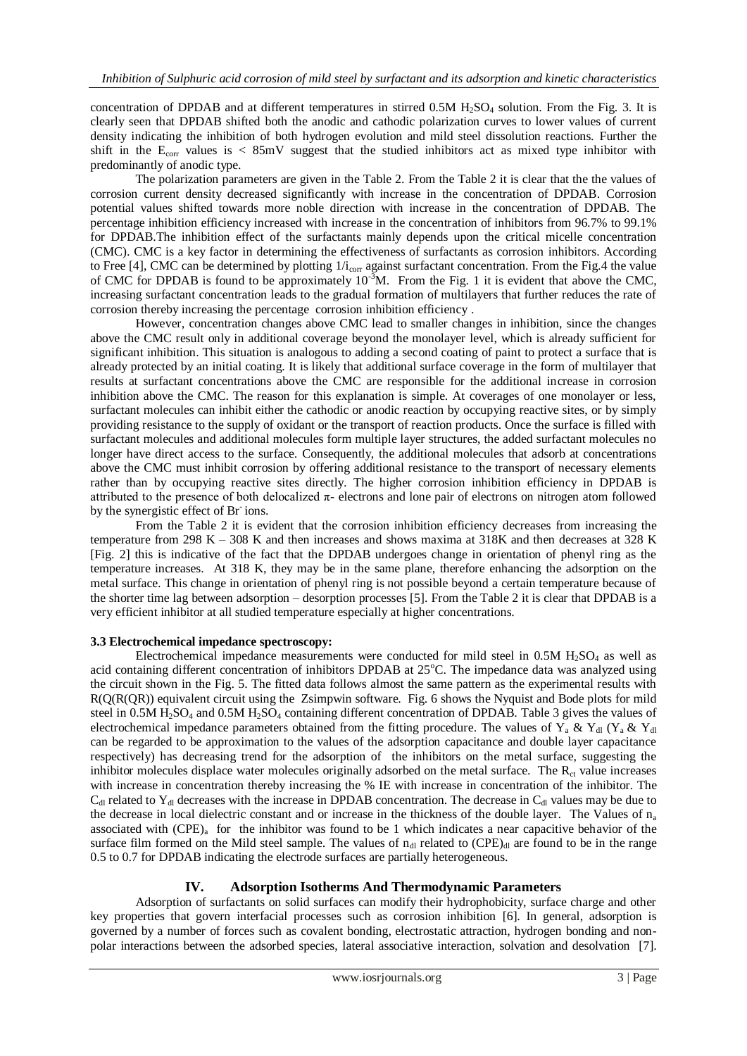concentration of DPDAB and at different temperatures in stirred 0.5M $H_2SO_4$ solution. From the Fig. 3. It is clearly seen that DPDAB shifted both the anodic and cathodic polarization curves to lower values of current density indicating the inhibition of both hydrogen evolution and mild steel dissolution reactions. Further the shift in the $E_{corr}$ values is < 85mV suggest that the studied inhibitors act as mixed type inhibitor with predominantly of anodic type.

The polarization parameters are given in the Table 2. From the Table 2 it is clear that the the values of corrosion current density decreased significantly with increase in the concentration of DPDAB. Corrosion potential values shifted towards more noble direction with increase in the concentration of DPDAB. The percentage inhibition efficiency increased with increase in the concentration of inhibitors from 96.7% to 99.1% for DPDAB.The inhibition effect of the surfactants mainly depends upon the critical micelle concentration (CMC). CMC is a key factor in determining the effectiveness of surfactants as corrosion inhibitors. According to Free [4], CMC can be determined by plotting $1/i_{corr}$ against surfactant concentration. From the Fig.4 the value of CMC for DPDAB is found to be approximately $10^{-3}$M. From the Fig. 1 it is evident that above the CMC, increasing surfactant concentration leads to the gradual formation of multilayers that further reduces the rate of corrosion thereby increasing the percentage corrosion inhibition efficiency .

However, concentration changes above CMC lead to smaller changes in inhibition, since the changes above the CMC result only in additional coverage beyond the monolayer level, which is already sufficient for significant inhibition. This situation is analogous to adding a second coating of paint to protect a surface that is already protected by an initial coating. It is likely that additional surface coverage in the form of multilayer that results at surfactant concentrations above the CMC are responsible for the additional increase in corrosion inhibition above the CMC. The reason for this explanation is simple. At coverages of one monolayer or less, surfactant molecules can inhibit either the cathodic or anodic reaction by occupying reactive sites, or by simply providing resistance to the supply of oxidant or the transport of reaction products. Once the surface is filled with surfactant molecules and additional molecules form multiple layer structures, the added surfactant molecules no longer have direct access to the surface. Consequently, the additional molecules that adsorb at concentrations above the CMC must inhibit corrosion by offering additional resistance to the transport of necessary elements rather than by occupying reactive sites directly. The higher corrosion inhibition efficiency in DPDAB is attributed to the presence of both delocalized π- electrons and lone pair of electrons on nitrogen atom followed by the synergistic effect of $Br^-$ ions.

From the Table 2 it is evident that the corrosion inhibition efficiency decreases from increasing the temperature from 298 K – 308 K and then increases and shows maxima at 318K and then decreases at 328 K [Fig. 2] this is indicative of the fact that the DPDAB undergoes change in orientation of phenyl ring as the temperature increases. At 318 K, they may be in the same plane, therefore enhancing the adsorption on the metal surface. This change in orientation of phenyl ring is not possible beyond a certain temperature because of the shorter time lag between adsorption – desorption processes [5]. From the Table 2 it is clear that DPDAB is a very efficient inhibitor at all studied temperature especially at higher concentrations.

### 3.3 Electrochemical impedance spectroscopy:

Electrochemical impedance measurements were conducted for mild steel in 0.5M $H_2SO_4$ as well as acid containing different concentration of inhibitors DPDAB at 25°C. The impedance data was analyzed using the circuit shown in the Fig. 5. The fitted data follows almost the same pattern as the experimental results with R(Q(R(QR)) equivalent circuit using the Zsimpwin software. Fig. 6 shows the Nyquist and Bode plots for mild steel in 0.5M $H_2SO_4$ and 0.5M $H_2SO_4$ containing different concentration of DPDAB. Table 3 gives the values of electrochemical impedance parameters obtained from the fitting procedure. The values of $Y_a$ & $Y_{dl}$ ($Y_a$ & $Y_{dl}$ can be regarded to be approximation to the values of the adsorption capacitance and double layer capacitance respectively) has decreasing trend for the adsorption of the inhibitors on the metal surface, suggesting the inhibitor molecules displace water molecules originally adsorbed on the metal surface. The $R_{ct}$ value increases with increase in concentration thereby increasing the % IE with increase in concentration of the inhibitor. The $C_{dl}$ related to $Y_{dl}$ decreases with the increase in DPDAB concentration. The decrease in $C_{dl}$ values may be due to the decrease in local dielectric constant and or increase in the thickness of the double layer. The Values of $n_a$ associated with $(CPE)_a$ for the inhibitor was found to be 1 which indicates a near capacitive behavior of the surface film formed on the Mild steel sample. The values of $n_{dl}$ related to $(CPE)_{dl}$ are found to be in the range 0.5 to 0.7 for DPDAB indicating the electrode surfaces are partially heterogeneous.

## IV. Adsorption Isotherms And Thermodynamic Parameters

Adsorption of surfactants on solid surfaces can modify their hydrophobicity, surface charge and other key properties that govern interfacial processes such as corrosion inhibition [6]. In general, adsorption is governed by a number of forces such as covalent bonding, electrostatic attraction, hydrogen bonding and non-polar interactions between the adsorbed species, lateral associative interaction, solvation and desolvation [7].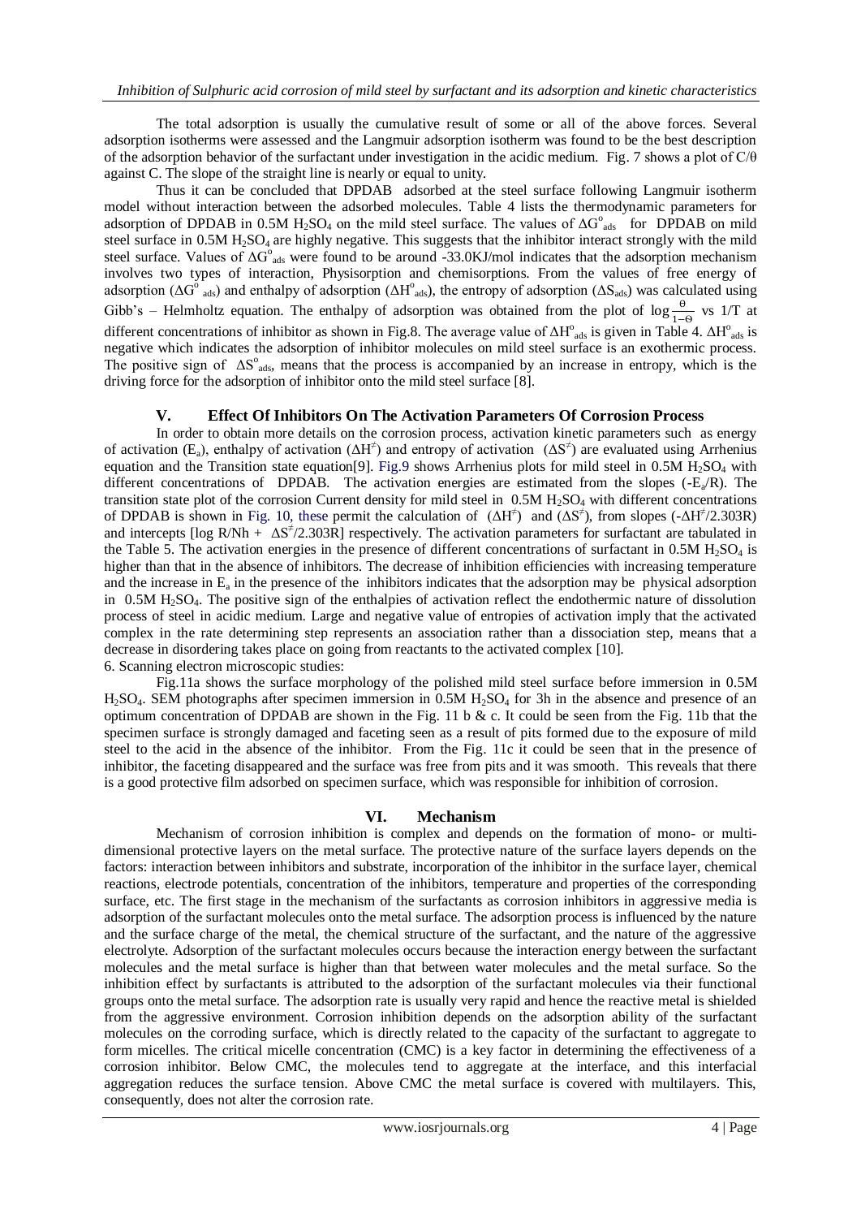The total adsorption is usually the cumulative result of some or all of the above forces. Several adsorption isotherms were assessed and the Langmuir adsorption isotherm was found to be the best description of the adsorption behavior of the surfactant under investigation in the acidic medium. Fig. 7 shows a plot of C/θ against C. The slope of the straight line is nearly or equal to unity.

Thus it can be concluded that DPDAB adsorbed at the steel surface following Langmuir isotherm model without interaction between the adsorbed molecules. Table 4 lists the thermodynamic parameters for adsorption of DPDAB in 0.5M $H_2SO_4$ on the mild steel surface. The values of $\Delta G^o_{ads}$ for DPDAB on mild steel surface in 0.5M $H_2SO_4$ are highly negative. This suggests that the inhibitor interact strongly with the mild steel surface. Values of $\Delta G^o_{ads}$ were found to be around -33.0KJ/mol indicates that the adsorption mechanism involves two types of interaction, Physisorption and chemisorptions. From the values of free energy of adsorption ($\Delta G^o_{ads}$) and enthalpy of adsorption ($\Delta H^o_{ads}$), the entropy of adsorption ($\Delta S_{ads}$) was calculated using Gibb's – Helmholtz equation. The enthalpy of adsorption was obtained from the plot of $\log \frac{\theta}{1-\theta}$ vs 1/T at different concentrations of inhibitor as shown in Fig.8. The average value of $\Delta H^o_{ads}$ is given in Table 4. $\Delta H^o_{ads}$ is negative which indicates the adsorption of inhibitor molecules on mild steel surface is an exothermic process. The positive sign of $\Delta S^o_{ads}$, means that the process is accompanied by an increase in entropy, which is the driving force for the adsorption of inhibitor onto the mild steel surface [8].

## V. Effect Of Inhibitors On The Activation Parameters Of Corrosion Process

In order to obtain more details on the corrosion process, activation kinetic parameters such as energy of activation ($E_a$), enthalpy of activation ($\Delta H^{\neq}$) and entropy of activation ($\Delta S^{\neq}$) are evaluated using Arrhenius equation and the Transition state equation[9]. Fig.9 shows Arrhenius plots for mild steel in 0.5M $H_2SO_4$ with different concentrations of DPDAB. The activation energies are estimated from the slopes ($-E_a/R$). The transition state plot of the corrosion Current density for mild steel in 0.5M $H_2SO_4$ with different concentrations of DPDAB is shown in Fig. 10, these permit the calculation of ($\Delta H^{\neq}$) and ($\Delta S^{\neq}$), from slopes ($-\Delta H^{\neq}/2.303R$) and intercepts [$\log R/Nh + \Delta S^{\neq}/2.303R$] respectively. The activation parameters for surfactant are tabulated in the Table 5. The activation energies in the presence of different concentrations of surfactant in 0.5M $H_2SO_4$ is higher than that in the absence of inhibitors. The decrease of inhibition efficiencies with increasing temperature and the increase in $E_a$ in the presence of the inhibitors indicates that the adsorption may be physical adsorption in 0.5M $H_2SO_4$. The positive sign of the enthalpies of activation reflect the endothermic nature of dissolution process of steel in acidic medium. Large and negative value of entropies of activation imply that the activated complex in the rate determining step represents an association rather than a dissociation step, means that a decrease in disordering takes place on going from reactants to the activated complex [10].

6. Scanning electron microscopic studies:

Fig.11a shows the surface morphology of the polished mild steel surface before immersion in 0.5M $H_2SO_4$. SEM photographs after specimen immersion in 0.5M $H_2SO_4$ for 3h in the absence and presence of an optimum concentration of DPDAB are shown in the Fig. 11 b & c. It could be seen from the Fig. 11b that the specimen surface is strongly damaged and faceting seen as a result of pits formed due to the exposure of mild steel to the acid in the absence of the inhibitor. From the Fig. 11c it could be seen that in the presence of inhibitor, the faceting disappeared and the surface was free from pits and it was smooth. This reveals that there is a good protective film adsorbed on specimen surface, which was responsible for inhibition of corrosion.

## VI. Mechanism

Mechanism of corrosion inhibition is complex and depends on the formation of mono- or multi-dimensional protective layers on the metal surface. The protective nature of the surface layers depends on the factors: interaction between inhibitors and substrate, incorporation of the inhibitor in the surface layer, chemical reactions, electrode potentials, concentration of the inhibitors, temperature and properties of the corresponding surface, etc. The first stage in the mechanism of the surfactants as corrosion inhibitors in aggressive media is adsorption of the surfactant molecules onto the metal surface. The adsorption process is influenced by the nature and the surface charge of the metal, the chemical structure of the surfactant, and the nature of the aggressive electrolyte. Adsorption of the surfactant molecules occurs because the interaction energy between the surfactant molecules and the metal surface is higher than that between water molecules and the metal surface. So the inhibition effect by surfactants is attributed to the adsorption of the surfactant molecules via their functional groups onto the metal surface. The adsorption rate is usually very rapid and hence the reactive metal is shielded from the aggressive environment. Corrosion inhibition depends on the adsorption ability of the surfactant molecules on the corroding surface, which is directly related to the capacity of the surfactant to aggregate to form micelles. The critical micelle concentration (CMC) is a key factor in determining the effectiveness of a corrosion inhibitor. Below CMC, the molecules tend to aggregate at the interface, and this interfacial aggregation reduces the surface tension. Above CMC the metal surface is covered with multilayers. This, consequently, does not alter the corrosion rate.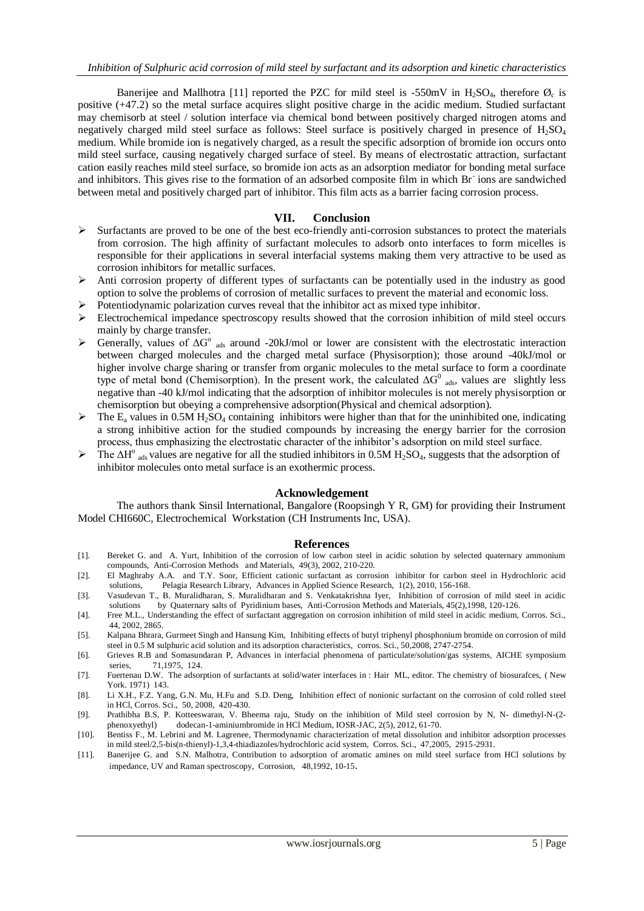Banerijee and Mallhotra [11] reported the PZC for mild steel is -550mV in $H_2SO_4$, therefore $Ø_c$ is positive (+47.2) so the metal surface acquires slight positive charge in the acidic medium. Studied surfactant may chemisorb at steel / solution interface via chemical bond between positively charged nitrogen atoms and negatively charged mild steel surface as follows: Steel surface is positively charged in presence of $H_2SO_4$ medium. While bromide ion is negatively charged, as a result the specific adsorption of bromide ion occurs onto mild steel surface, causing negatively charged surface of steel. By means of electrostatic attraction, surfactant cation easily reaches mild steel surface, so bromide ion acts as an adsorption mediator for bonding metal surface and inhibitors. This gives rise to the formation of an adsorbed composite film in which $Br^-$ ions are sandwiched between metal and positively charged part of inhibitor. This film acts as a barrier facing corrosion process.

## VII. Conclusion

- Surfactants are proved to be one of the best eco-friendly anti-corrosion substances to protect the materials from corrosion. The high affinity of surfactant molecules to adsorb onto interfaces to form micelles is responsible for their applications in several interfacial systems making them very attractive to be used as corrosion inhibitors for metallic surfaces.
- Anti corrosion property of different types of surfactants can be potentially used in the industry as good option to solve the problems of corrosion of metallic surfaces to prevent the material and economic loss.
- Potentiodynamic polarization curves reveal that the inhibitor act as mixed type inhibitor.
- Electrochemical impedance spectroscopy results showed that the corrosion inhibition of mild steel occurs mainly by charge transfer.
- Generally, values of $\Delta G^o_{ads}$ around -20kJ/mol or lower are consistent with the electrostatic interaction between charged molecules and the charged metal surface (Physisorption); those around -40kJ/mol or higher involve charge sharing or transfer from organic molecules to the metal surface to form a coordinate type of metal bond (Chemisorption). In the present work, the calculated $\Delta G^0_{ads}$, values are slightly less negative than -40 kJ/mol indicating that the adsorption of inhibitor molecules is not merely physisorption or chemisorption but obeying a comprehensive adsorption(Physical and chemical adsorption).
- The $E_a$ values in 0.5M $H_2SO_4$ containing inhibitors were higher than that for the uninhibited one, indicating a strong inhibitive action for the studied compounds by increasing the energy barrier for the corrosion process, thus emphasizing the electrostatic character of the inhibitor's adsorption on mild steel surface.
- The $\Delta H^o_{ads}$ values are negative for all the studied inhibitors in 0.5M $H_2SO_4$, suggests that the adsorption of inhibitor molecules onto metal surface is an exothermic process.

## Acknowledgement

The authors thank Sinsil International, Bangalore (Roopsingh Y R, GM) for providing their Instrument Model CHI660C, Electrochemical Workstation (CH Instruments Inc, USA).

## References

[1]. Bereket G. and A. Yurt, Inhibition of the corrosion of low carbon steel in acidic solution by selected quaternary ammonium compounds, Anti-Corrosion Methods and Materials, 49(3), 2002, 210-220.

[2]. El Maghraby A.A. and T.Y. Soor, Efficient cationic surfactant as corrosion inhibitor for carbon steel in Hydrochloric acid solutions, Pelagia Research Library, Advances in Applied Science Research, 1(2), 2010, 156-168.

[3]. Vasudevan T., B. Muralidharan, S. Muralidharan and S. Venkatakrishna Iyer, Inhibition of corrosion of mild steel in acidic solutions by Quaternary salts of Pyridinium bases, Anti-Corrosion Methods and Materials, 45(2),1998, 120-126.

[4]. Free M.L., Understanding the effect of surfactant aggregation on corrosion inhibition of mild steel in acidic medium, Corros. Sci., 44, 2002, 2865.

[5]. Kalpana Bhrara, Gurmeet Singh and Hansung Kim, Inhibiting effects of butyl triphenyl phosphonium bromide on corrosion of mild steel in 0.5 M sulphuric acid solution and its adsorption characteristics, corros. Sci., 50,2008, 2747-2754.

[6]. Grieves R.B and Somasundaran P, Advances in interfacial phenomena of particulate/solution/gas systems, AICHE symposium series, 71,1975, 124.

[7]. Fuertenau D.W. The adsorption of surfactants at solid/water interfaces in : Hair ML, editor. The chemistry of biosurafces, ( New York. 1971) 143.

[8]. Li X.H., F.Z. Yang, G.N. Mu, H.Fu and S.D. Deng, Inhibition effect of nonionic surfactant on the corrosion of cold rolled steel in HCl, Corros. Sci., 50, 2008, 420-430.

[9]. Prathibha B.S, P. Kotteeswaran, V. Bheema raju, Study on the inhibition of Mild steel corrosion by N, N- dimethyl-N-(2-phenoxyethyl) dodecan-1-aminiumbromide in HCl Medium, IOSR-JAC, 2(5), 2012, 61-70.

[10]. Bentiss F., M. Lebrini and M. Lagrenee, Thermodynamic characterization of metal dissolution and inhibitor adsorption processes in mild steel/2,5-bis(n-thienyl)-1,3,4-thiadiazoles/hydrochloric acid system, Corros. Sci., 47,2005, 2915-2931.

[11]. Banerijee G. and S.N. Malhotra, Contribution to adsorption of aromatic amines on mild steel surface from HCl solutions by impedance, UV and Raman spectroscopy, Corrosion, 48,1992, 10-15.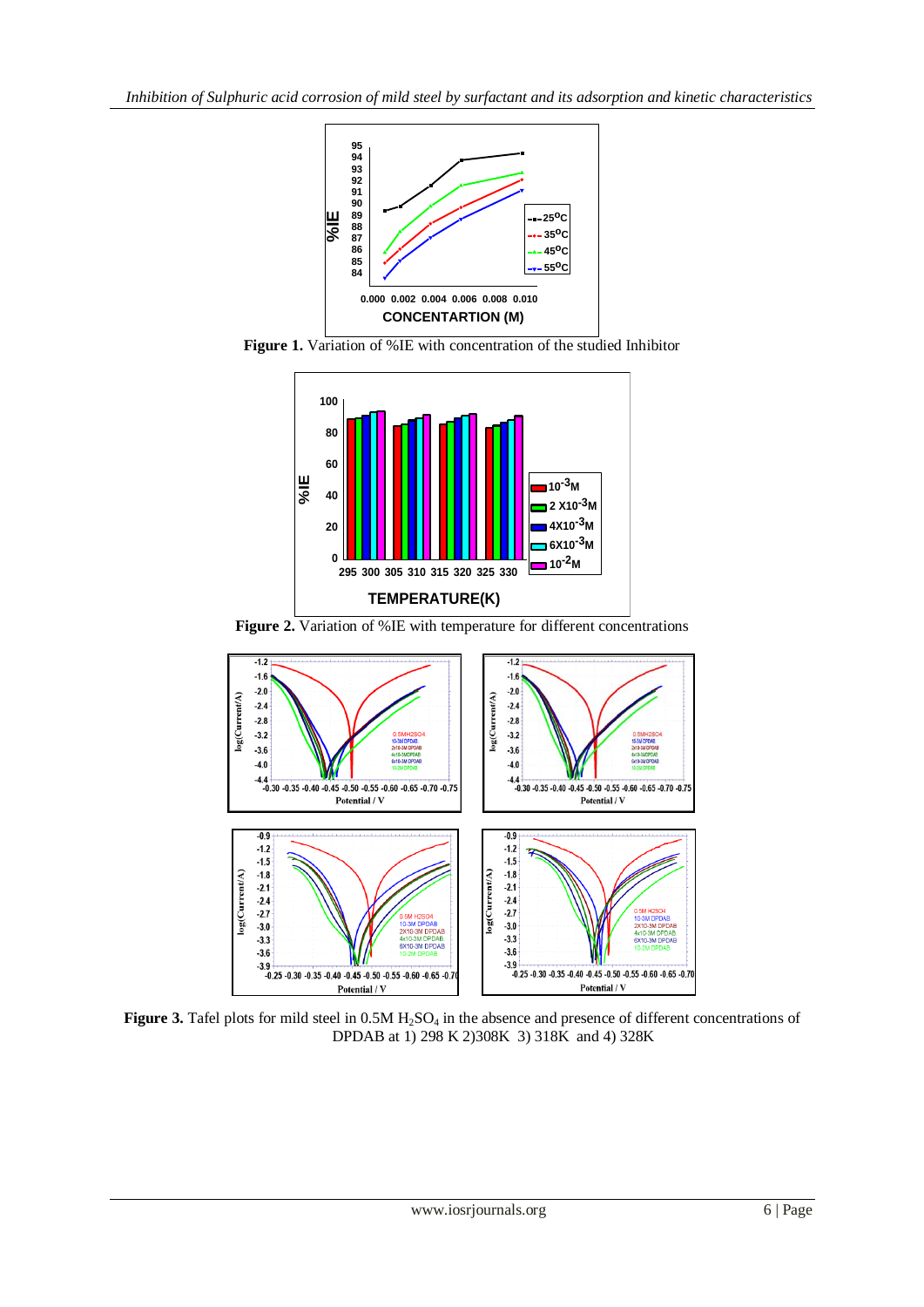**Figure 1.** Variation of %IE with concentration of the studied Inhibitor

**Figure 2.** Variation of %IE with temperature for different concentrations

**Figure 3.** Tafel plots for mild steel in 0.5M $H_2SO_4$ in the absence and presence of different concentrations of DPDAB at 1) 298 K 2)308K 3) 318K and 4) 328K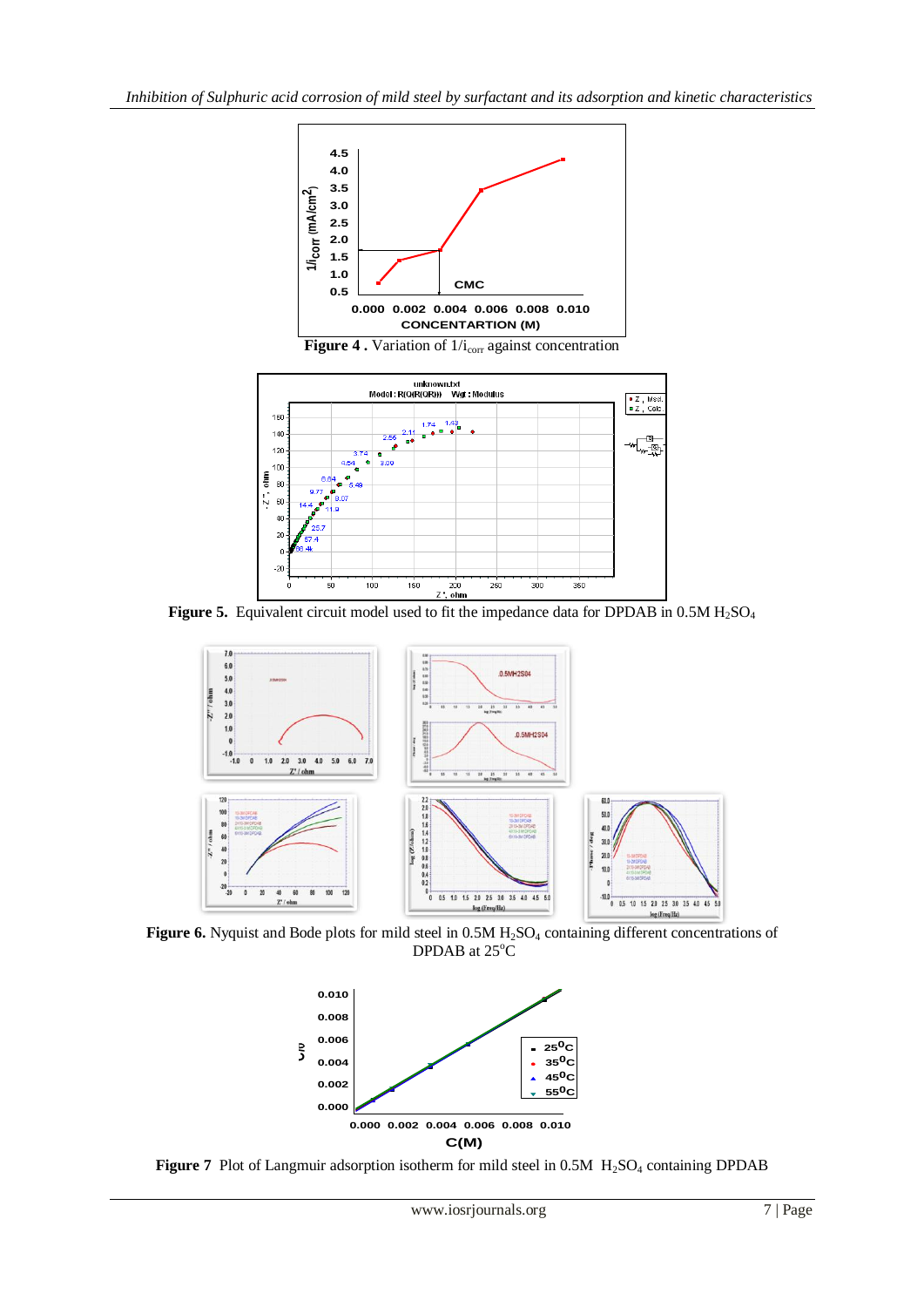**Figure 4 .** Variation of $1/i_{corr}$ against concentration

**Figure 5.** Equivalent circuit model used to fit the impedance data for DPDAB in 0.5M $H_2SO_4$

**Figure 6.** Nyquist and Bode plots for mild steel in 0.5M $H_2SO_4$ containing different concentrations of DPDAB at 25°C

**Figure 7** Plot of Langmuir adsorption isotherm for mild steel in 0.5M $H_2SO_4$ containing DPDAB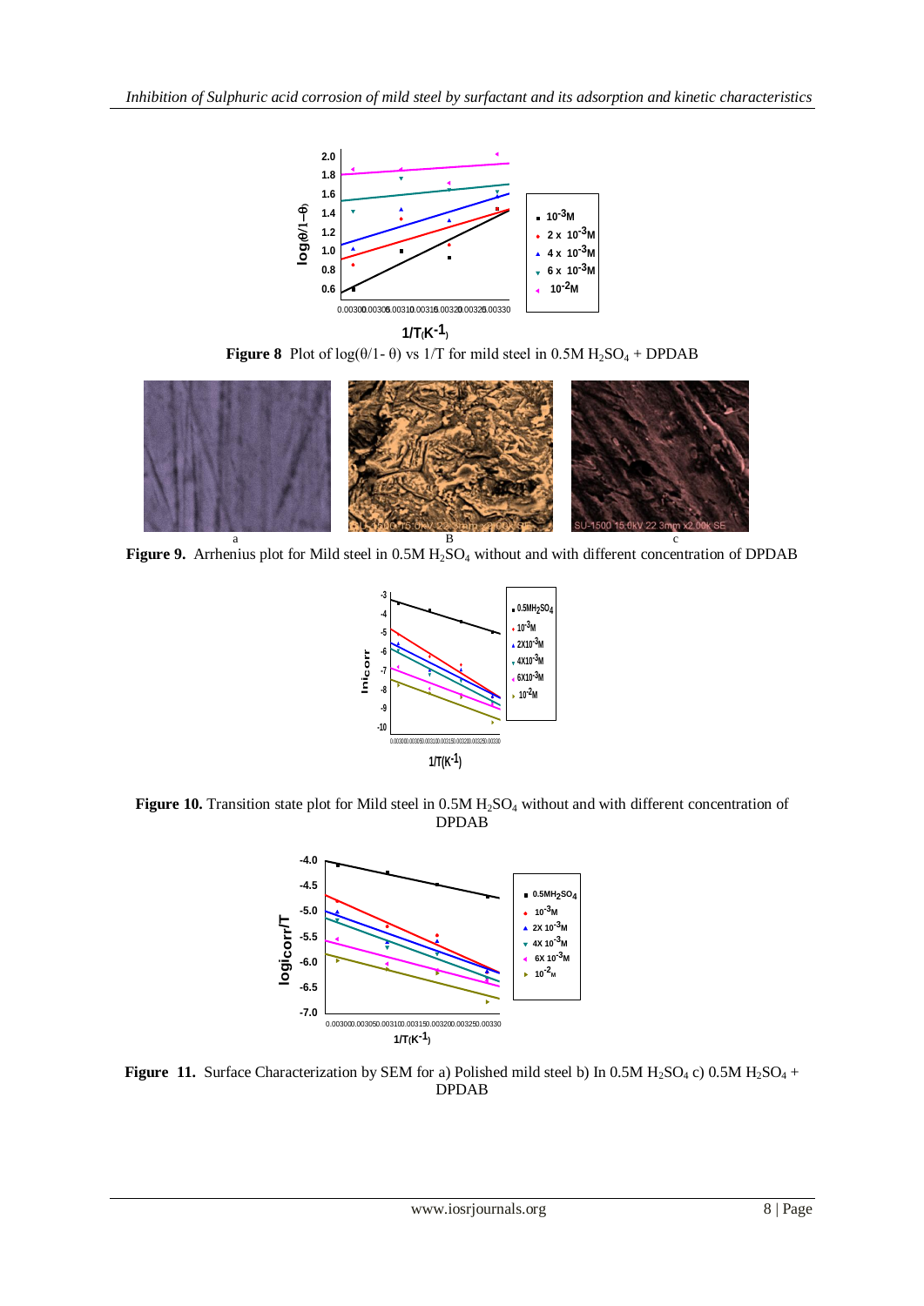**Figure 8** Plot of log(θ/1- θ) vs 1/T for mild steel in 0.5M $H_2SO_4$ + DPDAB

**Figure 9.** Arrhenius plot for Mild steel in 0.5M $H_2SO_4$ without and with different concentration of DPDAB

**Figure 10.** Transition state plot for Mild steel in 0.5M $H_2SO_4$ without and with different concentration of DPDAB

**Figure 11.** Surface Characterization by SEM for a) Polished mild steel b) In 0.5M $H_2SO_4$ c) 0.5M $H_2SO_4$ + DPDAB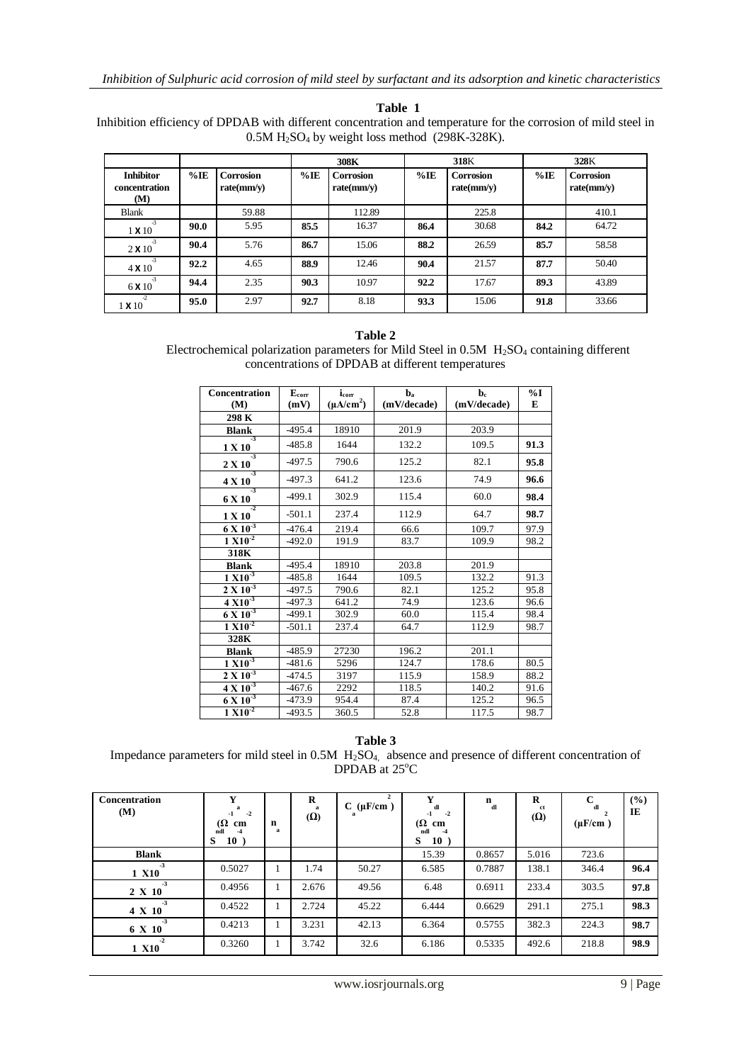**Table 1**
Inhibition efficiency of DPDAB with different concentration and temperature for the corrosion of mild steel in 0.5M $H_2SO_4$ by weight loss method (298K-328K).

| | | | 308K | | 318K | | 328K | |
|---|---|---|---|---|---|---|---|---|
| **Inhibitor concentration (M)** | **%IE** | **Corrosion rate(mm/y)** | **%IE** | **Corrosion rate(mm/y)** | **%IE** | **Corrosion rate(mm/y)** | **%IE** | **Corrosion rate(mm/y)** |
| Blank | | 59.88 | | 112.89 | | 225.8 | | 410.1 |
| $1 \times 10^{-3}$ | **90.0** | 5.95 | **85.5** | 16.37 | **86.4** | 30.68 | **84.2** | 64.72 |
| $2 \times 10^{-3}$ | **90.4** | 5.76 | **86.7** | 15.06 | **88.2** | 26.59 | **85.7** | 58.58 |
| $4 \times 10^{-3}$ | **92.2** | 4.65 | **88.9** | 12.46 | **90.4** | 21.57 | **87.7** | 50.40 |
| $6 \times 10^{-3}$ | **94.4** | 2.35 | **90.3** | 10.97 | **92.2** | 17.67 | **89.3** | 43.89 |
| $1 \times 10^{-2}$ | **95.0** | 2.97 | **92.7** | 8.18 | **93.3** | 15.06 | **91.8** | 33.66 |

**Table 2**
Electrochemical polarization parameters for Mild Steel in 0.5M $H_2SO_4$ containing different concentrations of DPDAB at different temperatures

| Concentration (M) | $E_{corr}$ (mV) | $i_{corr}$ ($\mu A/cm^2$) | $b_a$ (mV/decade) | $b_c$ (mV/decade) | %IE |
|---|---|---|---|---|---|
| **298 K** | | | | | |
| **Blank** | -495.4 | 18910 | 201.9 | 203.9 | |
| $1 \times 10^{-3}$ | -485.8 | 1644 | 132.2 | 109.5 | **91.3** |
| $2 \times 10^{-3}$ | -497.5 | 790.6 | 125.2 | 82.1 | **95.8** |
| $4 \times 10^{-3}$ | -497.3 | 641.2 | 123.6 | 74.9 | **96.6** |
| $6 \times 10^{-3}$ | -499.1 | 302.9 | 115.4 | 60.0 | **98.4** |
| $1 \times 10^{-2}$ | -501.1 | 237.4 | 112.9 | 64.7 | **98.7** |
| $6 \times 10^{-3}$ | -476.4 | 219.4 | 66.6 | 109.7 | 97.9 |
| $1 \times 10^{-2}$ | -492.0 | 191.9 | 83.7 | 109.9 | 98.2 |
| **318K** | | | | | |
| **Blank** | -495.4 | 18910 | 203.8 | 201.9 | |
| $1 \times 10^{-3}$ | -485.8 | 1644 | 109.5 | 132.2 | 91.3 |
| $2 \times 10^{-3}$ | -497.5 | 790.6 | 82.1 | 125.2 | 95.8 |
| $4 \times 10^{-3}$ | -497.3 | 641.2 | 74.9 | 123.6 | 96.6 |
| $6 \times 10^{-3}$ | -499.1 | 302.9 | 60.0 | 115.4 | 98.4 |
| $1 \times 10^{-2}$ | -501.1 | 237.4 | 64.7 | 112.9 | 98.7 |
| **328K** | | | | | |
| **Blank** | -485.9 | 27230 | 196.2 | 201.1 | |
| $1 \times 10^{-3}$ | -481.6 | 5296 | 124.7 | 178.6 | 80.5 |
| $2 \times 10^{-3}$ | -474.5 | 3197 | 115.9 | 158.9 | 88.2 |
| $4 \times 10^{-3}$ | -467.6 | 2292 | 118.5 | 140.2 | 91.6 |
| $6 \times 10^{-3}$ | -473.9 | 954.4 | 87.4 | 125.2 | 96.5 |
| $1 \times 10^{-2}$ | -493.5 | 360.5 | 52.8 | 117.5 | 98.7 |

**Table 3**
Impedance parameters for mild steel in 0.5M $H_2SO_4$, absence and presence of different concentration of DPDAB at 25°C

| Concentration (M) | $Y_a$ ($\Omega^{-1}$ $cm^{-2}$ $S^{ndl}$ $10^{-4}$) | $n_a$ | $R_a$ ($\Omega$) | $C_a$ ($\mu F/cm^2$) | $Y_{dl}$ ($\Omega^{-1}$ $cm^{-2}$ $S^{ndl}$ $10^{-4}$) | $n_{dl}$ | $R_{ct}$ ($\Omega$) | $C_{dl}$ ($\mu F/cm^2$) | (%) IE |
|---|---|---|---|---|---|---|---|---|---|
| **Blank** | | | | | 15.39 | 0.8657 | 5.016 | 723.6 | |
| $1 \times 10^{-3}$ | 0.5027 | 1 | 1.74 | 50.27 | 6.585 | 0.7887 | 138.1 | 346.4 | **96.4** |
| $2 \times 10^{-3}$ | 0.4956 | 1 | 2.676 | 49.56 | 6.48 | 0.6911 | 233.4 | 303.5 | **97.8** |
| $4 \times 10^{-3}$ | 0.4522 | 1 | 2.724 | 45.22 | 6.444 | 0.6629 | 291.1 | 275.1 | **98.3** |
| $6 \times 10^{-3}$ | 0.4213 | 1 | 3.231 | 42.13 | 6.364 | 0.5755 | 382.3 | 224.3 | **98.7** |
| $1 \times 10^{-2}$ | 0.3260 | 1 | 3.742 | 32.6 | 6.186 | 0.5335 | 492.6 | 218.8 | **98.9** |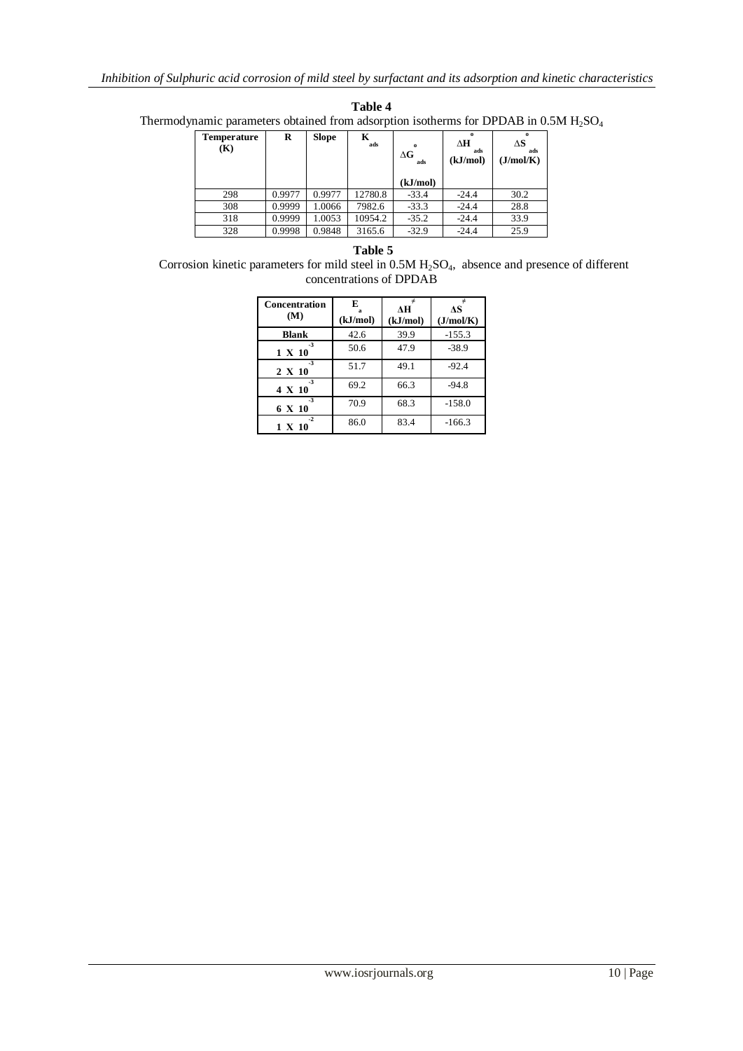**Table 4**

Thermodynamic parameters obtained from adsorption isotherms for DPDAB in 0.5M $H_2SO_4$

| Temperature (K) | R | Slope | $K_{ads}$ | $\Delta G^o_{ads}$ (kJ/mol) | $\Delta H^o_{ads}$ (kJ/mol) | $\Delta S^o_{ads}$ (J/mol/K) |
|---|---|---|---|---|---|---|
| 298 | 0.9977 | 0.9977 | 12780.8 | -33.4 | -24.4 | 30.2 |
| 308 | 0.9999 | 1.0066 | 7982.6 | -33.3 | -24.4 | 28.8 |
| 318 | 0.9999 | 1.0053 | 10954.2 | -35.2 | -24.4 | 33.9 |
| 328 | 0.9998 | 0.9848 | 3165.6 | -32.9 | -24.4 | 25.9 |

**Table 5**

Corrosion kinetic parameters for mild steel in 0.5M $H_2SO_4$, absence and presence of different concentrations of DPDAB

| Concentration (M) | $E_a$ (kJ/mol) | $\Delta H^{\neq}$ (kJ/mol) | $\Delta S^{\neq}$ (J/mol/K) |
|---|---|---|---|
| Blank | 42.6 | 39.9 | -155.3 |
| $1 \times 10^{-3}$ | 50.6 | 47.9 | -38.9 |
| $2 \times 10^{-3}$ | 51.7 | 49.1 | -92.4 |
| $4 \times 10^{-3}$ | 69.2 | 66.3 | -94.8 |
| $6 \times 10^{-3}$ | 70.9 | 68.3 | -158.0 |
| $1 \times 10^{-2}$ | 86.0 | 83.4 | -166.3 |